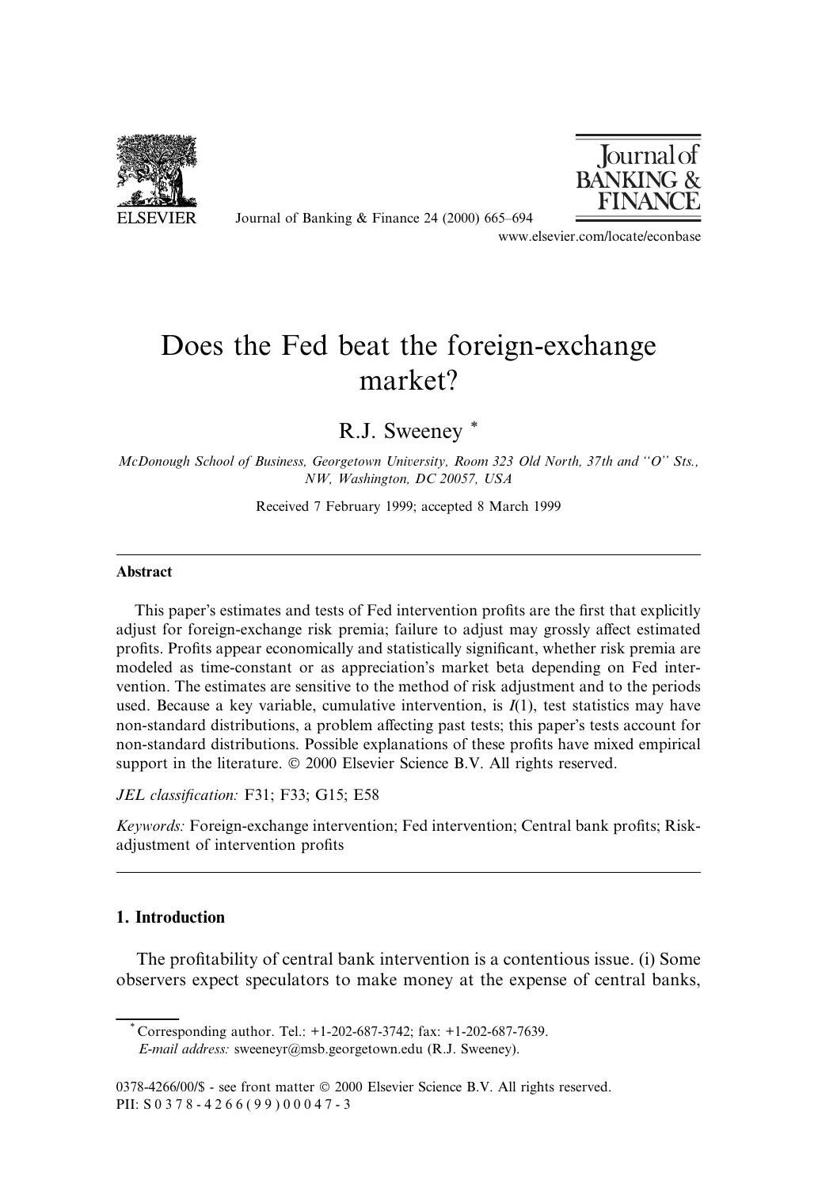# Does the Fed beat the foreign-exchange market?

R.J. Sweeney *

*McDonough School of Business, Georgetown University, Room 323 Old North, 37th and "O" Sts., NW, Washington, DC 20057, USA*

Received 7 February 1999; accepted 8 March 1999

## Abstract

This paper's estimates and tests of Fed intervention profits are the first that explicitly adjust for foreign-exchange risk premia; failure to adjust may grossly affect estimated profits. Profits appear economically and statistically significant, whether risk premia are modeled as time-constant or as appreciation's market beta depending on Fed intervention. The estimates are sensitive to the method of risk adjustment and to the periods used. Because a key variable, cumulative intervention, is $I(1)$, test statistics may have non-standard distributions, a problem affecting past tests; this paper's tests account for non-standard distributions. Possible explanations of these profits have mixed empirical support in the literature. © 2000 Elsevier Science B.V. All rights reserved.

*JEL classification:* F31; F33; G15; E58

*Keywords:* Foreign-exchange intervention; Fed intervention; Central bank profits; Risk-adjustment of intervention profits

## 1. Introduction

The profitability of central bank intervention is a contentious issue. (i) Some observers expect speculators to make money at the expense of central banks,

\* Corresponding author. Tel.: +1-202-687-3742; fax: +1-202-687-7639.
*E-mail address:* sweeneyr@msb.georgetown.edu (R.J. Sweeney).

0378-4266/00/$ - see front matter © 2000 Elsevier Science B.V. All rights reserved.
PII: S0378-4266(99)00047-3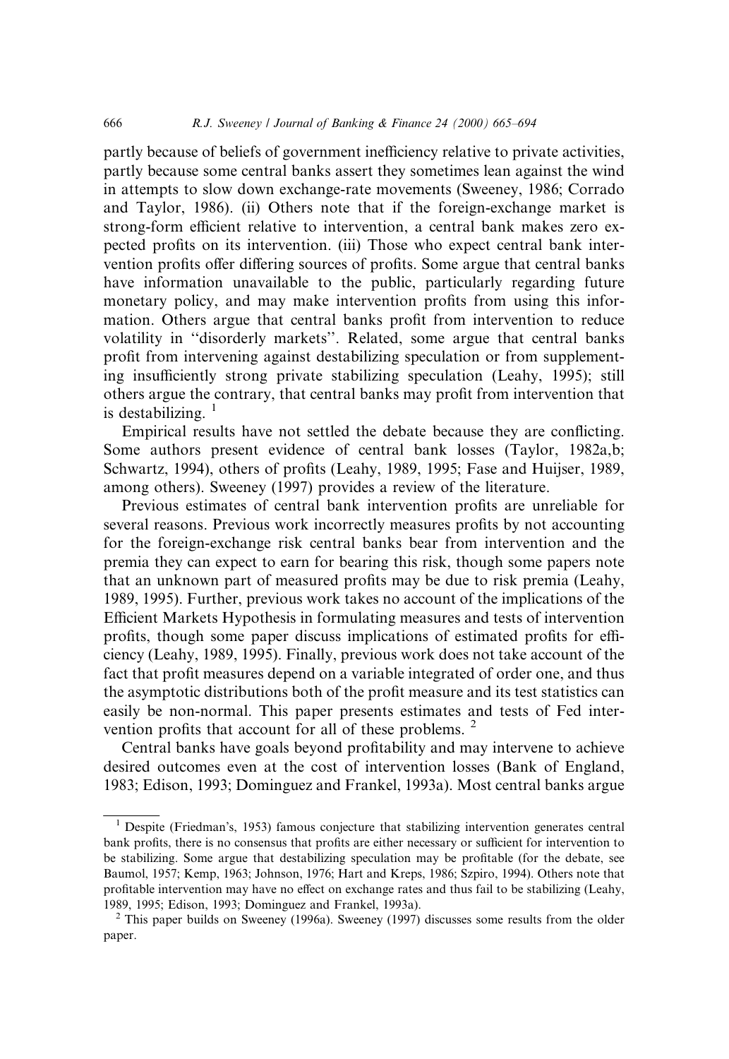partly because of beliefs of government inefficiency relative to private activities, partly because some central banks assert they sometimes lean against the wind in attempts to slow down exchange-rate movements (Sweeney, 1986; Corrado and Taylor, 1986). (ii) Others note that if the foreign-exchange market is strong-form efficient relative to intervention, a central bank makes zero expected profits on its intervention. (iii) Those who expect central bank intervention profits offer differing sources of profits. Some argue that central banks have information unavailable to the public, particularly regarding future monetary policy, and may make intervention profits from using this information. Others argue that central banks profit from intervention to reduce volatility in "disorderly markets". Related, some argue that central banks profit from intervening against destabilizing speculation or from supplementing insufficiently strong private stabilizing speculation (Leahy, 1995); still others argue the contrary, that central banks may profit from intervention that is destabilizing. [1]

Empirical results have not settled the debate because they are conflicting. Some authors present evidence of central bank losses (Taylor, 1982a,b; Schwartz, 1994), others of profits (Leahy, 1989, 1995; Fase and Huijser, 1989, among others). Sweeney (1997) provides a review of the literature.

Previous estimates of central bank intervention profits are unreliable for several reasons. Previous work incorrectly measures profits by not accounting for the foreign-exchange risk central banks bear from intervention and the premia they can expect to earn for bearing this risk, though some papers note that an unknown part of measured profits may be due to risk premia (Leahy, 1989, 1995). Further, previous work takes no account of the implications of the Efficient Markets Hypothesis in formulating measures and tests of intervention profits, though some paper discuss implications of estimated profits for efficiency (Leahy, 1989, 1995). Finally, previous work does not take account of the fact that profit measures depend on a variable integrated of order one, and thus the asymptotic distributions both of the profit measure and its test statistics can easily be non-normal. This paper presents estimates and tests of Fed intervention profits that account for all of these problems. [2]

Central banks have goals beyond profitability and may intervene to achieve desired outcomes even at the cost of intervention losses (Bank of England, 1983; Edison, 1993; Dominguez and Frankel, 1993a). Most central banks argue

[1] Despite (Friedman's, 1953) famous conjecture that stabilizing intervention generates central bank profits, there is no consensus that profits are either necessary or sufficient for intervention to be stabilizing. Some argue that destabilizing speculation may be profitable (for the debate, see Baumol, 1957; Kemp, 1963; Johnson, 1976; Hart and Kreps, 1986; Szpiro, 1994). Others note that profitable intervention may have no effect on exchange rates and thus fail to be stabilizing (Leahy, 1989, 1995; Edison, 1993; Dominguez and Frankel, 1993a).

[2] This paper builds on Sweeney (1996a). Sweeney (1997) discusses some results from the older paper.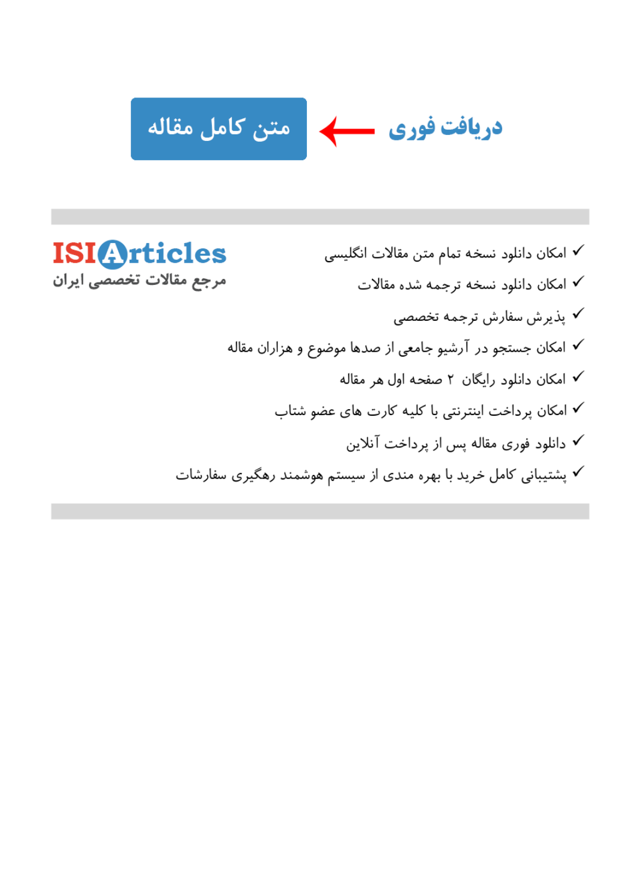دریافت فوری ← متن کامل مقاله

**ISIArticles**
مرجع مقالات تخصصی ایران

- ✓ امکان دانلود نسخه تمام متن مقالات انگلیسی
- ✓ امکان دانلود نسخه ترجمه شده مقالات
- ✓ پذیرش سفارش ترجمه تخصصی
- ✓ امکان جستجو در آرشیو جامعی از صدها موضوع و هزاران مقاله
- ✓ امکان دانلود رایگان ۲ صفحه اول هر مقاله
- ✓ امکان پرداخت اینترنتی با کلیه کارت های عضو شتاب
- ✓ دانلود فوری مقاله پس از پرداخت آنلاین
- ✓ پشتیبانی کامل خرید با بهره مندی از سیستم هوشمند رهگیری سفارشات